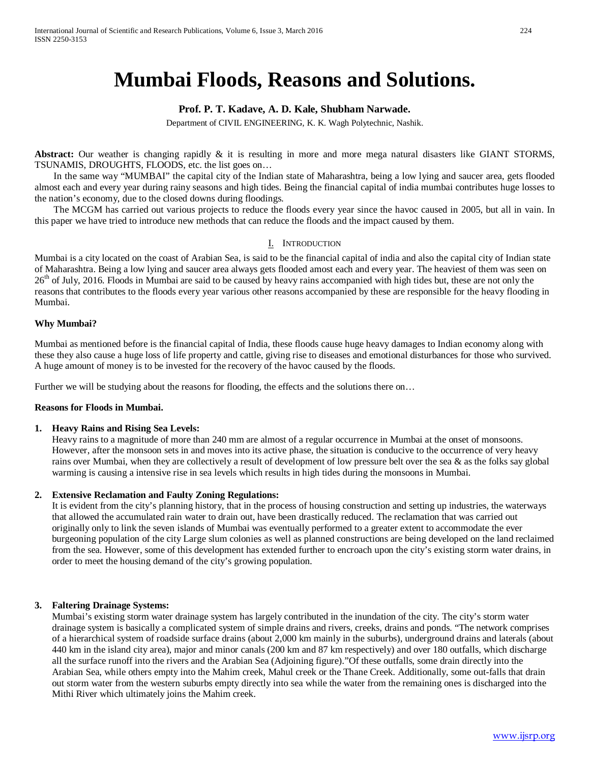# Mumbai Floods, Reasons and Solutions.

**Prof. P. T. Kadave, A. D. Kale, Shubham Narwade.**

Department of CIVIL ENGINEERING, K. K. Wagh Polytechnic, Nashik.

**Abstract:** Our weather is changing rapidly & it is resulting in more and more mega natural disasters like GIANT STORMS, TSUNAMIS, DROUGHTS, FLOODS, etc. the list goes on…

In the same way "MUMBAI" the capital city of the Indian state of Maharashtra, being a low lying and saucer area, gets flooded almost each and every year during rainy seasons and high tides. Being the financial capital of india mumbai contributes huge losses to the nation's economy, due to the closed downs during floodings.

The MCGM has carried out various projects to reduce the floods every year since the havoc caused in 2005, but all in vain. In this paper we have tried to introduce new methods that can reduce the floods and the impact caused by them.

## I. Introduction

Mumbai is a city located on the coast of Arabian Sea, is said to be the financial capital of india and also the capital city of Indian state of Maharashtra. Being a low lying and saucer area always gets flooded amost each and every year. The heaviest of them was seen on 26th of July, 2016. Floods in Mumbai are said to be caused by heavy rains accompanied with high tides but, these are not only the reasons that contributes to the floods every year various other reasons accompanied by these are responsible for the heavy flooding in Mumbai.

**Why Mumbai?**

Mumbai as mentioned before is the financial capital of India, these floods cause huge heavy damages to Indian economy along with these they also cause a huge loss of life property and cattle, giving rise to diseases and emotional disturbances for those who survived. A huge amount of money is to be invested for the recovery of the havoc caused by the floods.

Further we will be studying about the reasons for flooding, the effects and the solutions there on…

**Reasons for Floods in Mumbai.**

1. **Heavy Rains and Rising Sea Levels:**
   Heavy rains to a magnitude of more than 240 mm are almost of a regular occurrence in Mumbai at the onset of monsoons. However, after the monsoon sets in and moves into its active phase, the situation is conducive to the occurrence of very heavy rains over Mumbai, when they are collectively a result of development of low pressure belt over the sea & as the folks say global warming is causing a intensive rise in sea levels which results in high tides during the monsoons in Mumbai.

2. **Extensive Reclamation and Faulty Zoning Regulations:**
   It is evident from the city's planning history, that in the process of housing construction and setting up industries, the waterways that allowed the accumulated rain water to drain out, have been drastically reduced. The reclamation that was carried out originally only to link the seven islands of Mumbai was eventually performed to a greater extent to accommodate the ever burgeoning population of the city Large slum colonies as well as planned constructions are being developed on the land reclaimed from the sea. However, some of this development has extended further to encroach upon the city's existing storm water drains, in order to meet the housing demand of the city's growing population.

3. **Faltering Drainage Systems:**
   Mumbai's existing storm water drainage system has largely contributed in the inundation of the city. The city's storm water drainage system is basically a complicated system of simple drains and rivers, creeks, drains and ponds. "The network comprises of a hierarchical system of roadside surface drains (about 2,000 km mainly in the suburbs), underground drains and laterals (about 440 km in the island city area), major and minor canals (200 km and 87 km respectively) and over 180 outfalls, which discharge all the surface runoff into the rivers and the Arabian Sea (Adjoining figure)."Of these outfalls, some drain directly into the Arabian Sea, while others empty into the Mahim creek, Mahul creek or the Thane Creek. Additionally, some out-falls that drain out storm water from the western suburbs empty directly into sea while the water from the remaining ones is discharged into the Mithi River which ultimately joins the Mahim creek.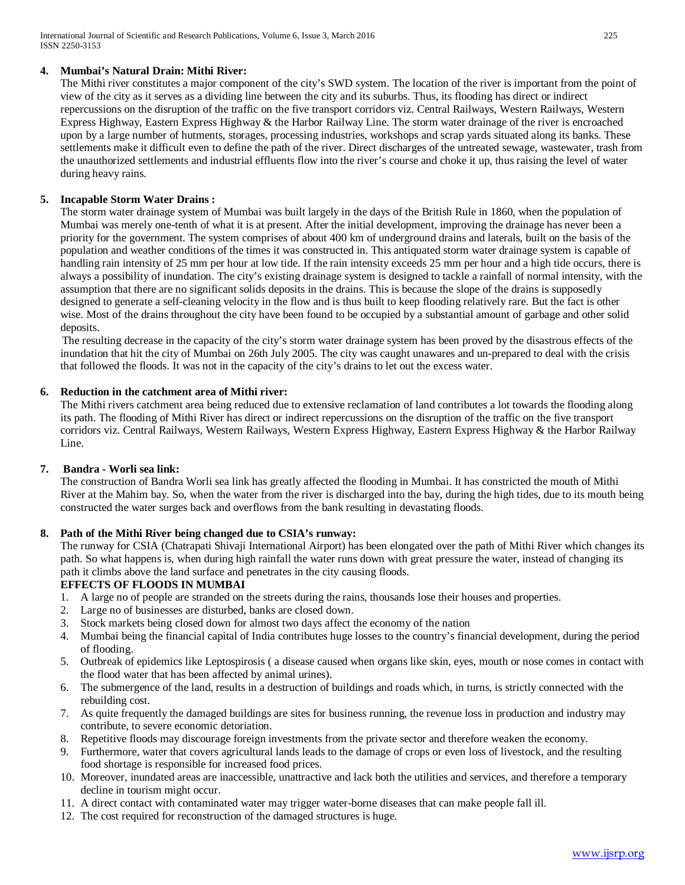**4. Mumbai's Natural Drain: Mithi River:**

The Mithi river constitutes a major component of the city's SWD system. The location of the river is important from the point of view of the city as it serves as a dividing line between the city and its suburbs. Thus, its flooding has direct or indirect repercussions on the disruption of the traffic on the five transport corridors viz. Central Railways, Western Railways, Western Express Highway, Eastern Express Highway & the Harbor Railway Line. The storm water drainage of the river is encroached upon by a large number of hutments, storages, processing industries, workshops and scrap yards situated along its banks. These settlements make it difficult even to define the path of the river. Direct discharges of the untreated sewage, wastewater, trash from the unauthorized settlements and industrial effluents flow into the river's course and choke it up, thus raising the level of water during heavy rains.

**5. Incapable Storm Water Drains :**

The storm water drainage system of Mumbai was built largely in the days of the British Rule in 1860, when the population of Mumbai was merely one-tenth of what it is at present. After the initial development, improving the drainage has never been a priority for the government. The system comprises of about 400 km of underground drains and laterals, built on the basis of the population and weather conditions of the times it was constructed in. This antiquated storm water drainage system is capable of handling rain intensity of 25 mm per hour at low tide. If the rain intensity exceeds 25 mm per hour and a high tide occurs, there is always a possibility of inundation. The city's existing drainage system is designed to tackle a rainfall of normal intensity, with the assumption that there are no significant solids deposits in the drains. This is because the slope of the drains is supposedly designed to generate a self-cleaning velocity in the flow and is thus built to keep flooding relatively rare. But the fact is other wise. Most of the drains throughout the city have been found to be occupied by a substantial amount of garbage and other solid deposits.

The resulting decrease in the capacity of the city's storm water drainage system has been proved by the disastrous effects of the inundation that hit the city of Mumbai on 26th July 2005. The city was caught unawares and un-prepared to deal with the crisis that followed the floods. It was not in the capacity of the city's drains to let out the excess water.

**6. Reduction in the catchment area of Mithi river:**

The Mithi rivers catchment area being reduced due to extensive reclamation of land contributes a lot towards the flooding along its path. The flooding of Mithi River has direct or indirect repercussions on the disruption of the traffic on the five transport corridors viz. Central Railways, Western Railways, Western Express Highway, Eastern Express Highway & the Harbor Railway Line.

**7. Bandra - Worli sea link:**

The construction of Bandra Worli sea link has greatly affected the flooding in Mumbai. It has constricted the mouth of Mithi River at the Mahim bay. So, when the water from the river is discharged into the bay, during the high tides, due to its mouth being constructed the water surges back and overflows from the bank resulting in devastating floods.

**8. Path of the Mithi River being changed due to CSIA's runway:**

The runway for CSIA (Chatrapati Shivaji International Airport) has been elongated over the path of Mithi River which changes its path. So what happens is, when during high rainfall the water runs down with great pressure the water, instead of changing its path it climbs above the land surface and penetrates in the city causing floods.

**EFFECTS OF FLOODS IN MUMBAI**

1. A large no of people are stranded on the streets during the rains, thousands lose their houses and properties.
2. Large no of businesses are disturbed, banks are closed down.
3. Stock markets being closed down for almost two days affect the economy of the nation
4. Mumbai being the financial capital of India contributes huge losses to the country's financial development, during the period of flooding.
5. Outbreak of epidemics like Leptospirosis ( a disease caused when organs like skin, eyes, mouth or nose comes in contact with the flood water that has been affected by animal urines).
6. The submergence of the land, results in a destruction of buildings and roads which, in turns, is strictly connected with the rebuilding cost.
7. As quite frequently the damaged buildings are sites for business running, the revenue loss in production and industry may contribute, to severe economic detoriation.
8. Repetitive floods may discourage foreign investments from the private sector and therefore weaken the economy.
9. Furthermore, water that covers agricultural lands leads to the damage of crops or even loss of livestock, and the resulting food shortage is responsible for increased food prices.
10. Moreover, inundated areas are inaccessible, unattractive and lack both the utilities and services, and therefore a temporary decline in tourism might occur.
11. A direct contact with contaminated water may trigger water-borne diseases that can make people fall ill.
12. The cost required for reconstruction of the damaged structures is huge.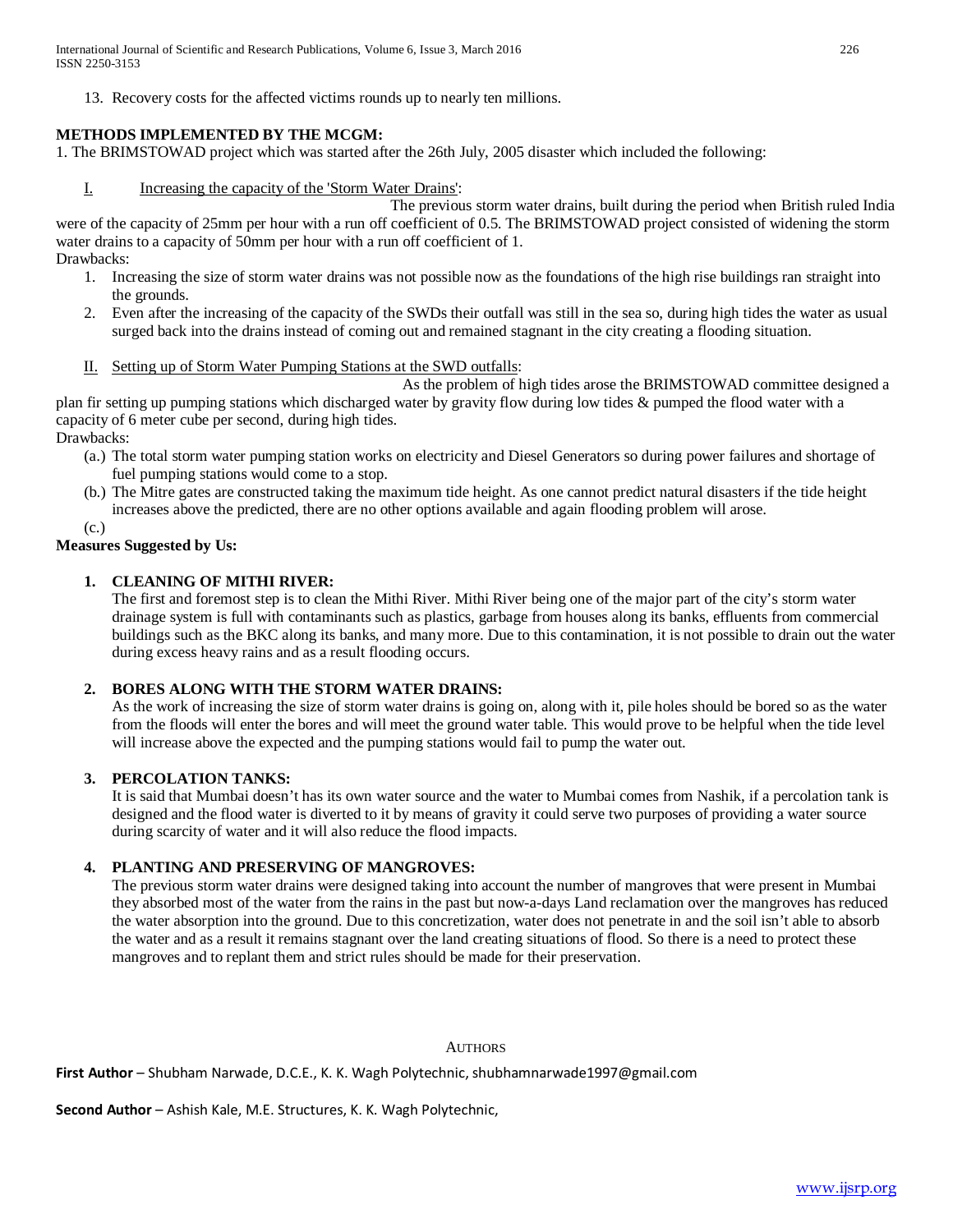13. Recovery costs for the affected victims rounds up to nearly ten millions.

**METHODS IMPLEMENTED BY THE MCGM:**

1. The BRIMSTOWAD project which was started after the 26th July, 2005 disaster which included the following:

I. Increasing the capacity of the 'Storm Water Drains':

The previous storm water drains, built during the period when British ruled India were of the capacity of 25mm per hour with a run off coefficient of 0.5. The BRIMSTOWAD project consisted of widening the storm water drains to a capacity of 50mm per hour with a run off coefficient of 1.

Drawbacks:

1. Increasing the size of storm water drains was not possible now as the foundations of the high rise buildings ran straight into the grounds.
2. Even after the increasing of the capacity of the SWDs their outfall was still in the sea so, during high tides the water as usual surged back into the drains instead of coming out and remained stagnant in the city creating a flooding situation.

II. Setting up of Storm Water Pumping Stations at the SWD outfalls:

As the problem of high tides arose the BRIMSTOWAD committee designed a plan fir setting up pumping stations which discharged water by gravity flow during low tides & pumped the flood water with a capacity of 6 meter cube per second, during high tides.

Drawbacks:

(a.) The total storm water pumping station works on electricity and Diesel Generators so during power failures and shortage of fuel pumping stations would come to a stop.

(b.) The Mitre gates are constructed taking the maximum tide height. As one cannot predict natural disasters if the tide height increases above the predicted, there are no other options available and again flooding problem will arose.

(c.)

**Measures Suggested by Us:**

1. **CLEANING OF MITHI RIVER:**
   The first and foremost step is to clean the Mithi River. Mithi River being one of the major part of the city's storm water drainage system is full with contaminants such as plastics, garbage from houses along its banks, effluents from commercial buildings such as the BKC along its banks, and many more. Due to this contamination, it is not possible to drain out the water during excess heavy rains and as a result flooding occurs.

2. **BORES ALONG WITH THE STORM WATER DRAINS:**
   As the work of increasing the size of storm water drains is going on, along with it, pile holes should be bored so as the water from the floods will enter the bores and will meet the ground water table. This would prove to be helpful when the tide level will increase above the expected and the pumping stations would fail to pump the water out.

3. **PERCOLATION TANKS:**
   It is said that Mumbai doesn't has its own water source and the water to Mumbai comes from Nashik, if a percolation tank is designed and the flood water is diverted to it by means of gravity it could serve two purposes of providing a water source during scarcity of water and it will also reduce the flood impacts.

4. **PLANTING AND PRESERVING OF MANGROVES:**
   The previous storm water drains were designed taking into account the number of mangroves that were present in Mumbai they absorbed most of the water from the rains in the past but now-a-days Land reclamation over the mangroves has reduced the water absorption into the ground. Due to this concretization, water does not penetrate in and the soil isn't able to absorb the water and as a result it remains stagnant over the land creating situations of flood. So there is a need to protect these mangroves and to replant them and strict rules should be made for their preservation.

AUTHORS

**First Author** – Shubham Narwade, D.C.E., K. K. Wagh Polytechnic, shubhamnarwade1997@gmail.com

**Second Author** – Ashish Kale, M.E. Structures, K. K. Wagh Polytechnic,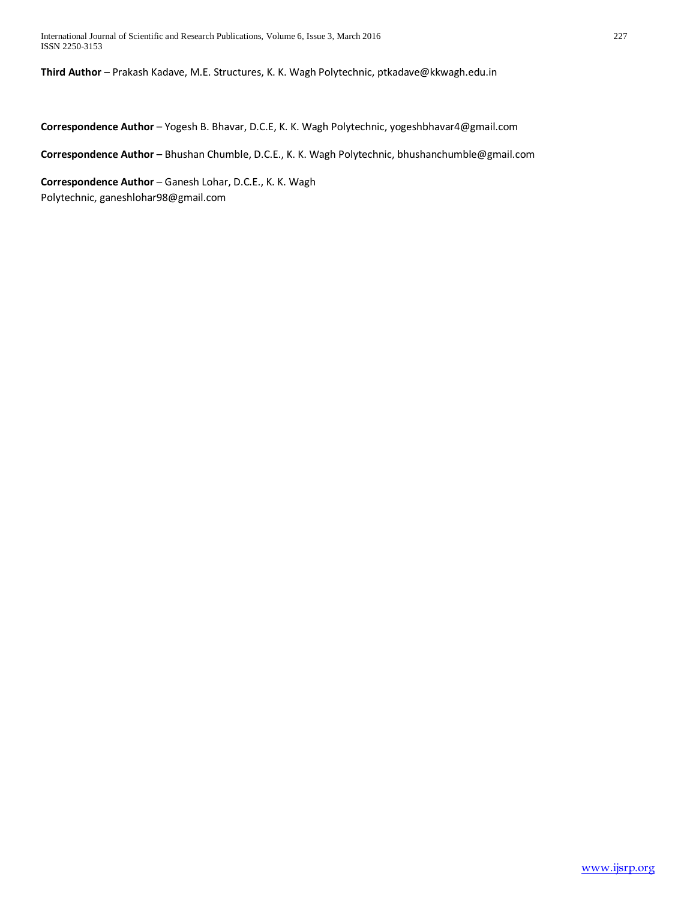**Third Author** – Prakash Kadave, M.E. Structures, K. K. Wagh Polytechnic, ptkadave@kkwagh.edu.in

**Correspondence Author** – Yogesh B. Bhavar, D.C.E, K. K. Wagh Polytechnic, yogeshbhavar4@gmail.com

**Correspondence Author** – Bhushan Chumble, D.C.E., K. K. Wagh Polytechnic, bhushanchumble@gmail.com

**Correspondence Author** – Ganesh Lohar, D.C.E., K. K. Wagh Polytechnic, ganeshlohar98@gmail.com